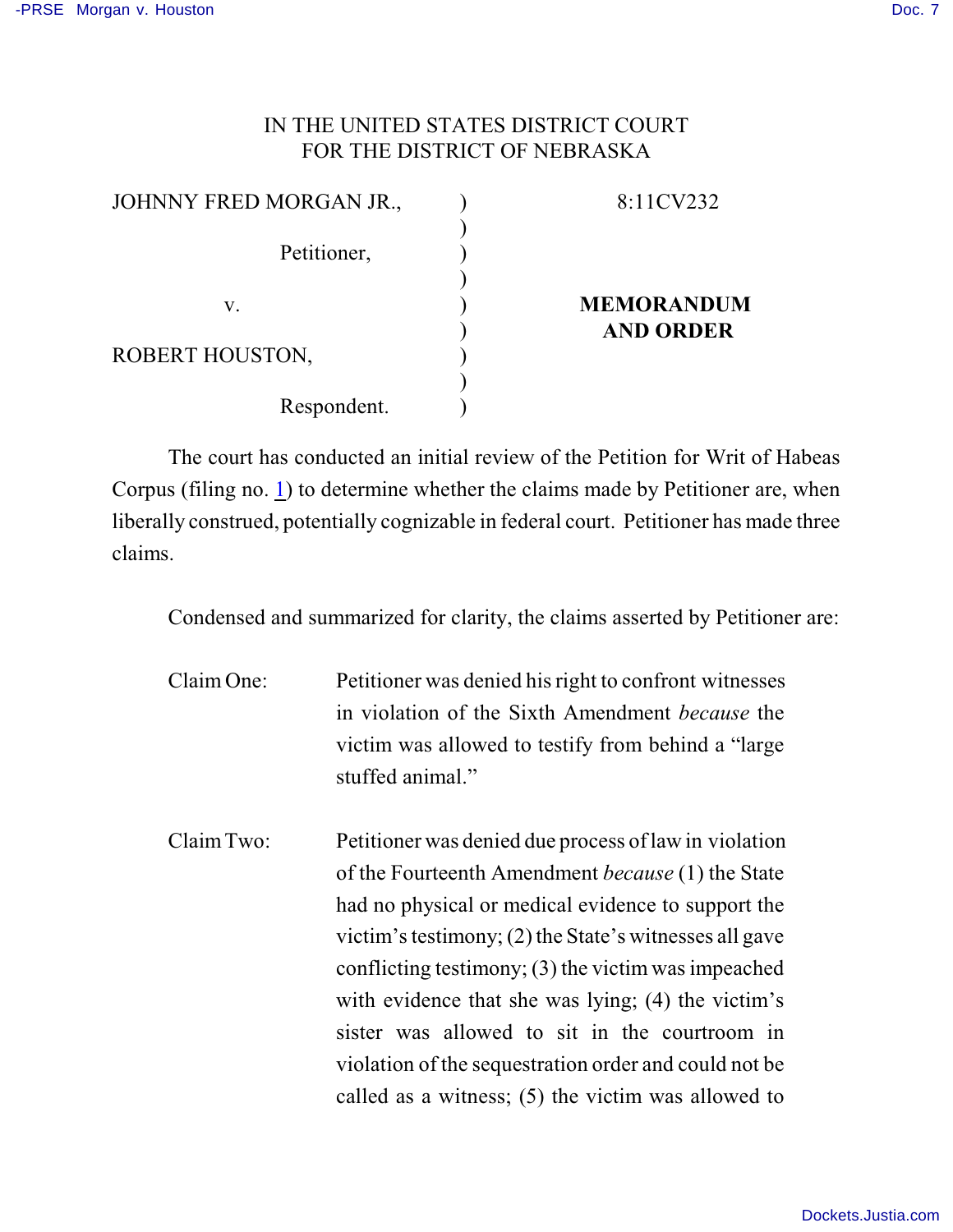IN THE UNITED STATES DISTRICT COURT
FOR THE DISTRICT OF NEBRASKA

| | | |
|---|---|---|
| JOHNNY FRED MORGAN JR., | ) | 8:11CV232 |
| | ) | |
| Petitioner, | ) | |
| | ) | |
| v. | ) | **MEMORANDUM AND ORDER** |
| | ) | |
| ROBERT HOUSTON, | ) | |
| | ) | |
| Respondent. | ) | |

The court has conducted an initial review of the Petition for Writ of Habeas Corpus (filing no. 1) to determine whether the claims made by Petitioner are, when liberally construed, potentially cognizable in federal court. Petitioner has made three claims.

Condensed and summarized for clarity, the claims asserted by Petitioner are:

Claim One: Petitioner was denied his right to confront witnesses in violation of the Sixth Amendment *because* the victim was allowed to testify from behind a "large stuffed animal."

Claim Two: Petitioner was denied due process of law in violation of the Fourteenth Amendment *because* (1) the State had no physical or medical evidence to support the victim's testimony; (2) the State's witnesses all gave conflicting testimony; (3) the victim was impeached with evidence that she was lying; (4) the victim's sister was allowed to sit in the courtroom in violation of the sequestration order and could not be called as a witness; (5) the victim was allowed to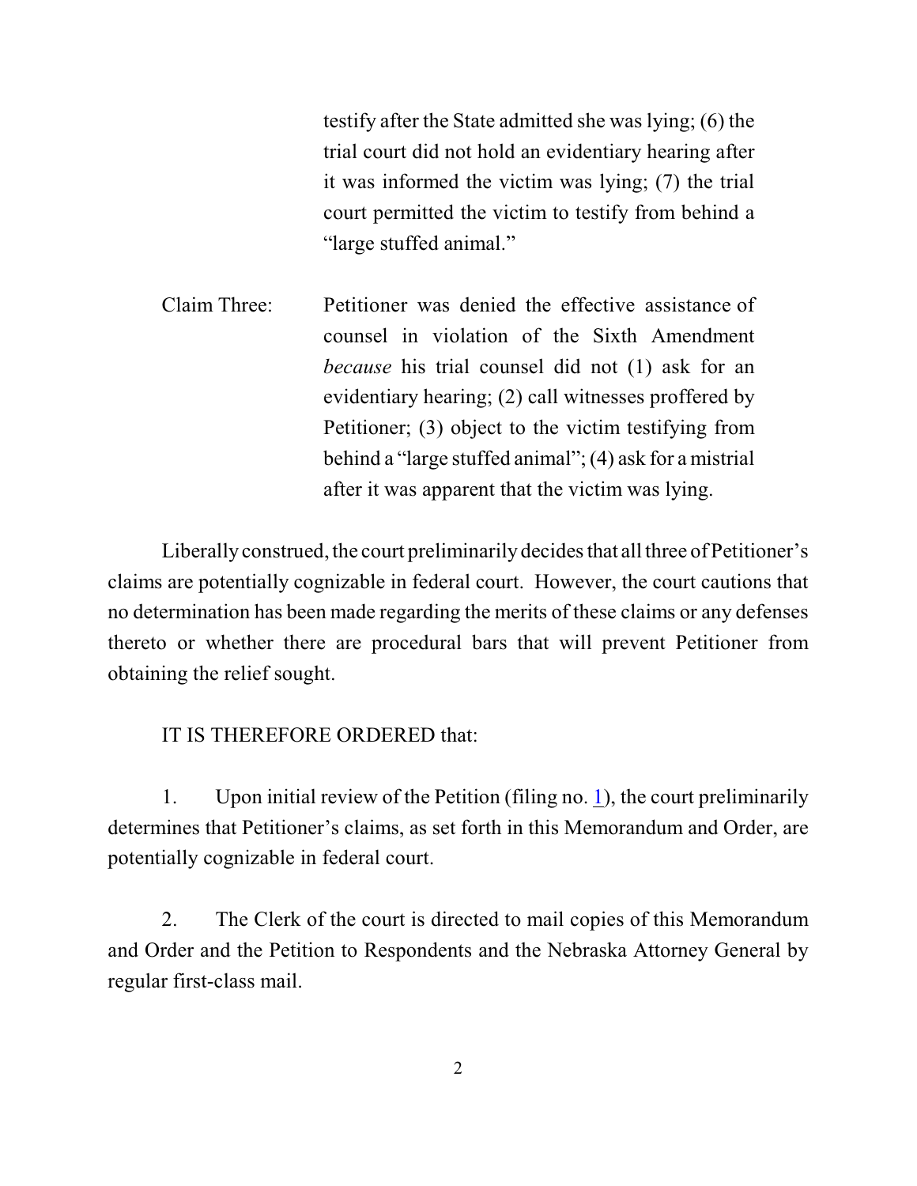testify after the State admitted she was lying; (6) the trial court did not hold an evidentiary hearing after it was informed the victim was lying; (7) the trial court permitted the victim to testify from behind a "large stuffed animal."

Claim Three: Petitioner was denied the effective assistance of counsel in violation of the Sixth Amendment *because* his trial counsel did not (1) ask for an evidentiary hearing; (2) call witnesses proffered by Petitioner; (3) object to the victim testifying from behind a "large stuffed animal"; (4) ask for a mistrial after it was apparent that the victim was lying.

Liberally construed, the court preliminarily decides that all three of Petitioner's claims are potentially cognizable in federal court. However, the court cautions that no determination has been made regarding the merits of these claims or any defenses thereto or whether there are procedural bars that will prevent Petitioner from obtaining the relief sought.

IT IS THEREFORE ORDERED that:

1. Upon initial review of the Petition (filing no. 1), the court preliminarily determines that Petitioner's claims, as set forth in this Memorandum and Order, are potentially cognizable in federal court.

2. The Clerk of the court is directed to mail copies of this Memorandum and Order and the Petition to Respondents and the Nebraska Attorney General by regular first-class mail.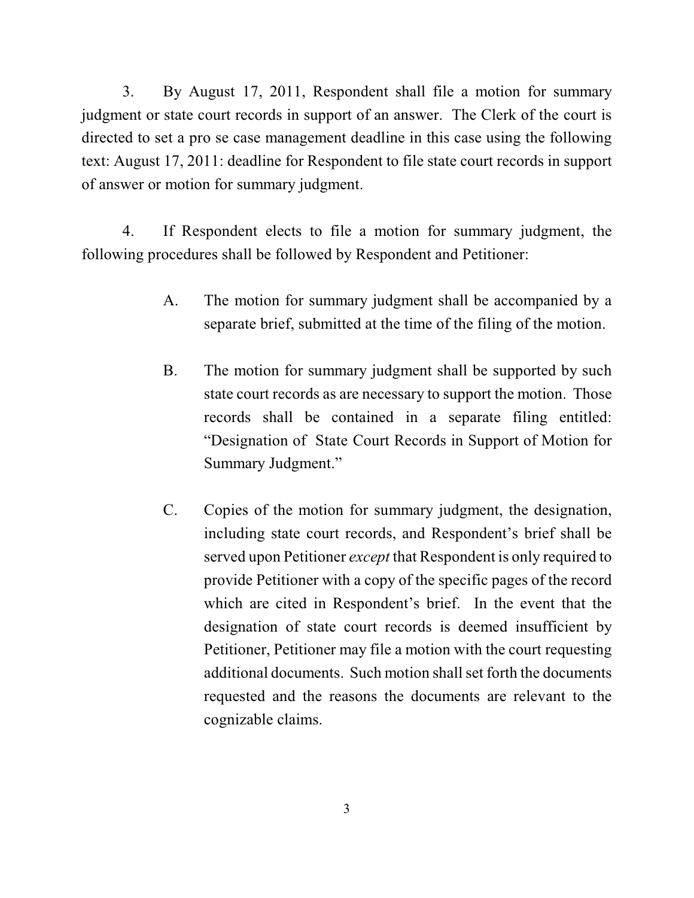3. By August 17, 2011, Respondent shall file a motion for summary judgment or state court records in support of an answer. The Clerk of the court is directed to set a pro se case management deadline in this case using the following text: August 17, 2011: deadline for Respondent to file state court records in support of answer or motion for summary judgment.

4. If Respondent elects to file a motion for summary judgment, the following procedures shall be followed by Respondent and Petitioner:

> A. The motion for summary judgment shall be accompanied by a separate brief, submitted at the time of the filing of the motion.
>
> B. The motion for summary judgment shall be supported by such state court records as are necessary to support the motion. Those records shall be contained in a separate filing entitled: "Designation of State Court Records in Support of Motion for Summary Judgment."
>
> C. Copies of the motion for summary judgment, the designation, including state court records, and Respondent's brief shall be served upon Petitioner *except* that Respondent is only required to provide Petitioner with a copy of the specific pages of the record which are cited in Respondent's brief. In the event that the designation of state court records is deemed insufficient by Petitioner, Petitioner may file a motion with the court requesting additional documents. Such motion shall set forth the documents requested and the reasons the documents are relevant to the cognizable claims.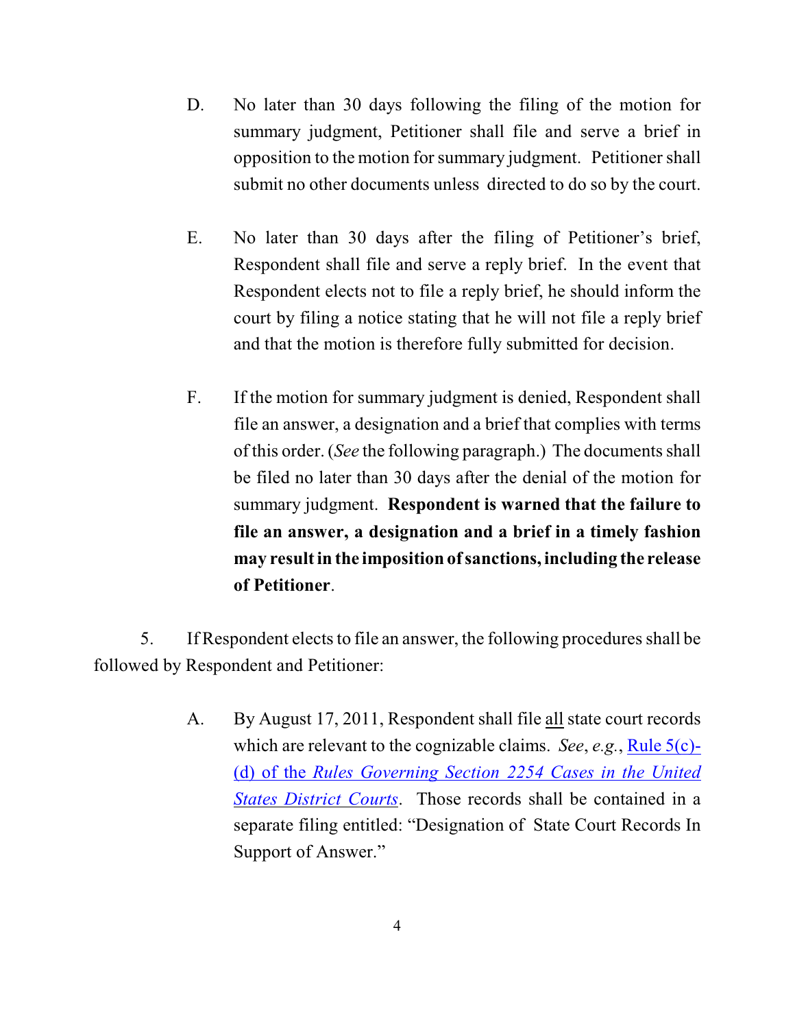D. No later than 30 days following the filing of the motion for summary judgment, Petitioner shall file and serve a brief in opposition to the motion for summary judgment. Petitioner shall submit no other documents unless directed to do so by the court.

E. No later than 30 days after the filing of Petitioner's brief, Respondent shall file and serve a reply brief. In the event that Respondent elects not to file a reply brief, he should inform the court by filing a notice stating that he will not file a reply brief and that the motion is therefore fully submitted for decision.

F. If the motion for summary judgment is denied, Respondent shall file an answer, a designation and a brief that complies with terms of this order. (*See* the following paragraph.) The documents shall be filed no later than 30 days after the denial of the motion for summary judgment. **Respondent is warned that the failure to file an answer, a designation and a brief in a timely fashion may result in the imposition of sanctions, including the release of Petitioner**.

5. If Respondent elects to file an answer, the following procedures shall be followed by Respondent and Petitioner:

A. By August 17, 2011, Respondent shall file <u>all</u> state court records which are relevant to the cognizable claims. *See*, *e.g.*, Rule 5(c)-(d) of the *Rules Governing Section 2254 Cases in the United States District Courts*. Those records shall be contained in a separate filing entitled: "Designation of State Court Records In Support of Answer."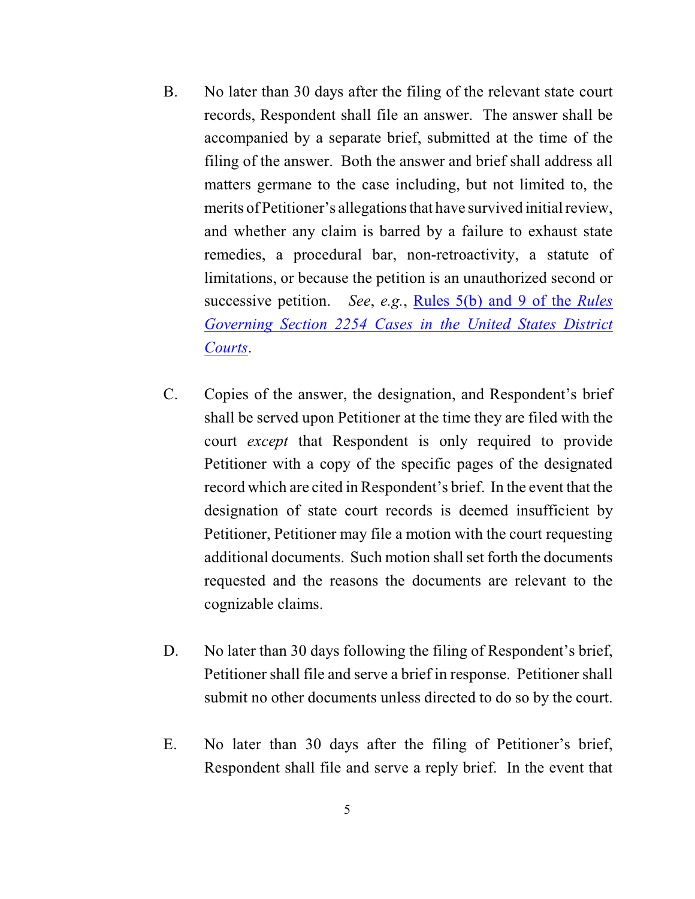B. No later than 30 days after the filing of the relevant state court records, Respondent shall file an answer. The answer shall be accompanied by a separate brief, submitted at the time of the filing of the answer. Both the answer and brief shall address all matters germane to the case including, but not limited to, the merits of Petitioner's allegations that have survived initial review, and whether any claim is barred by a failure to exhaust state remedies, a procedural bar, non-retroactivity, a statute of limitations, or because the petition is an unauthorized second or successive petition. *See*, *e.g.*, Rules 5(b) and 9 of the *Rules Governing Section 2254 Cases in the United States District Courts*.

C. Copies of the answer, the designation, and Respondent's brief shall be served upon Petitioner at the time they are filed with the court *except* that Respondent is only required to provide Petitioner with a copy of the specific pages of the designated record which are cited in Respondent's brief. In the event that the designation of state court records is deemed insufficient by Petitioner, Petitioner may file a motion with the court requesting additional documents. Such motion shall set forth the documents requested and the reasons the documents are relevant to the cognizable claims.

D. No later than 30 days following the filing of Respondent's brief, Petitioner shall file and serve a brief in response. Petitioner shall submit no other documents unless directed to do so by the court.

E. No later than 30 days after the filing of Petitioner's brief, Respondent shall file and serve a reply brief. In the event that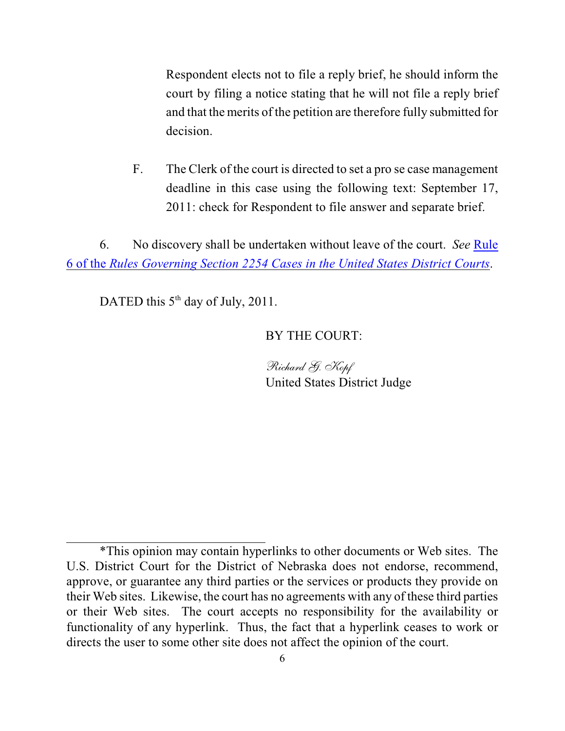Respondent elects not to file a reply brief, he should inform the court by filing a notice stating that he will not file a reply brief and that the merits of the petition are therefore fully submitted for decision.

F. The Clerk of the court is directed to set a pro se case management deadline in this case using the following text: September 17, 2011: check for Respondent to file answer and separate brief.

6. No discovery shall be undertaken without leave of the court. *See* Rule 6 of the *Rules Governing Section 2254 Cases in the United States District Courts*.

DATED this 5th day of July, 2011.

BY THE COURT:

*Richard G. Kopf*
United States District Judge

---

*This opinion may contain hyperlinks to other documents or Web sites. The U.S. District Court for the District of Nebraska does not endorse, recommend, approve, or guarantee any third parties or the services or products they provide on their Web sites. Likewise, the court has no agreements with any of these third parties or their Web sites. The court accepts no responsibility for the availability or functionality of any hyperlink. Thus, the fact that a hyperlink ceases to work or directs the user to some other site does not affect the opinion of the court.